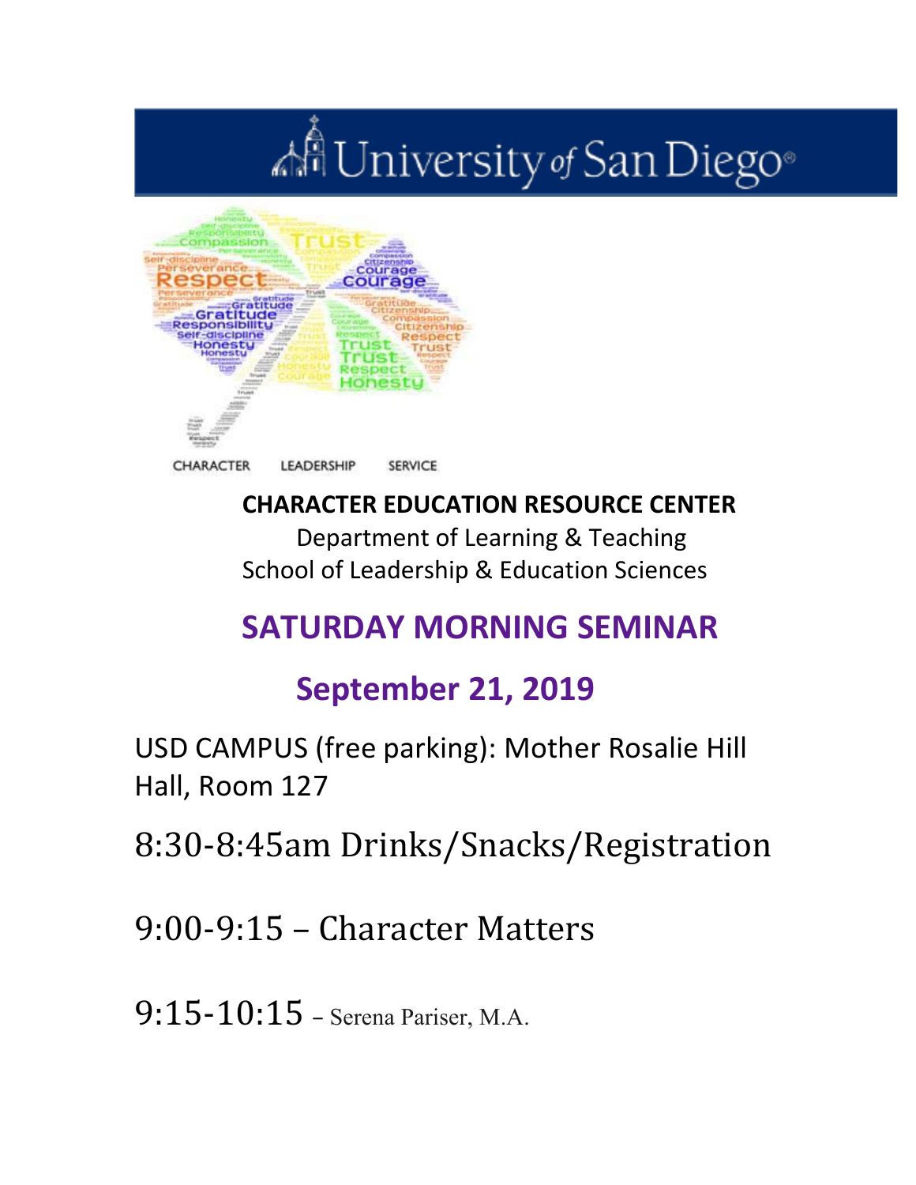# University of San Diego

CHARACTER LEADERSHIP SERVICE

**CHARACTER EDUCATION RESOURCE CENTER**

Department of Learning & Teaching

School of Leadership & Education Sciences

## SATURDAY MORNING SEMINAR

## September 21, 2019

USD CAMPUS (free parking): Mother Rosalie Hill Hall, Room 127

8:30-8:45am Drinks/Snacks/Registration

9:00-9:15 – Character Matters

9:15-10:15 – Serena Pariser, M.A.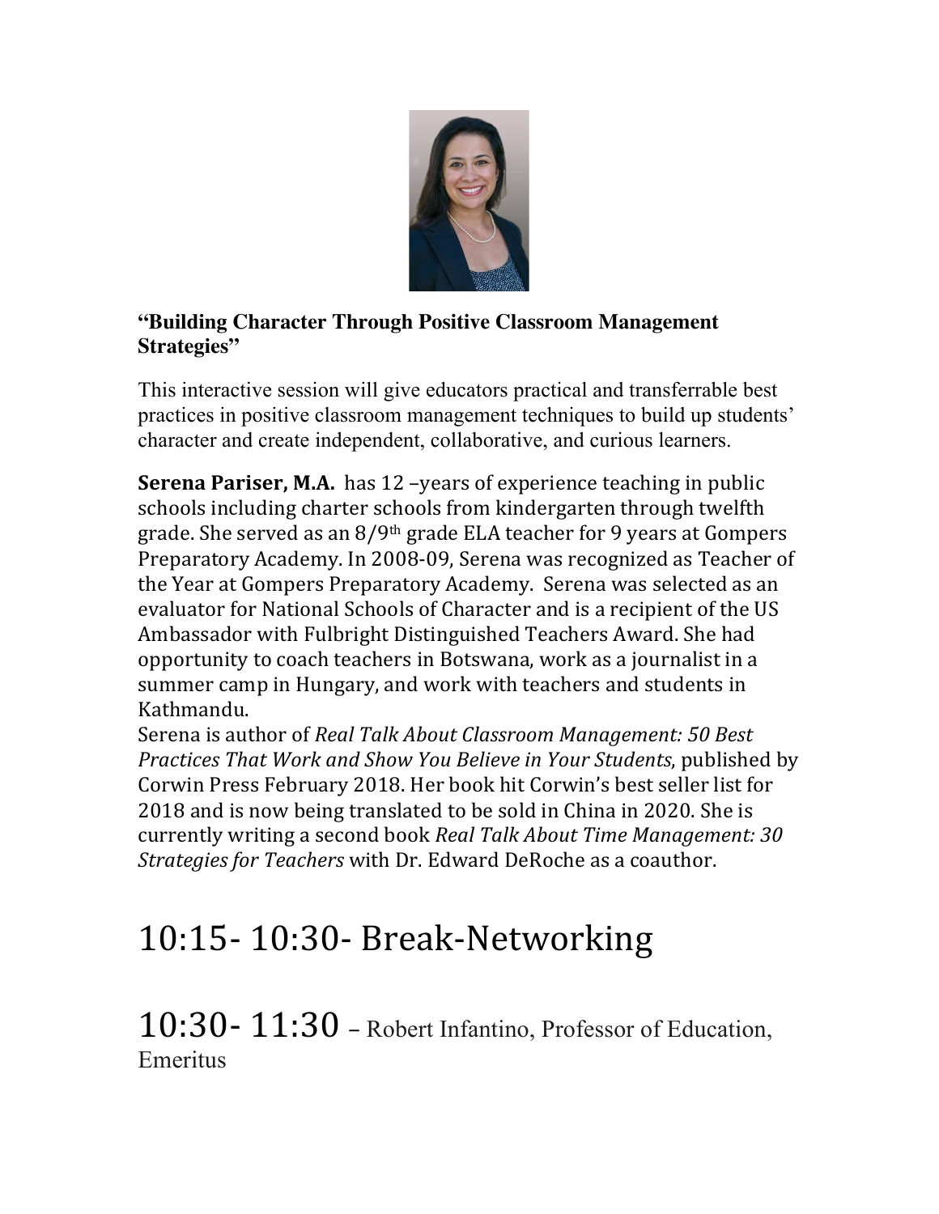**"Building Character Through Positive Classroom Management Strategies"**

This interactive session will give educators practical and transferrable best practices in positive classroom management techniques to build up students' character and create independent, collaborative, and curious learners.

**Serena Pariser, M.A.** has 12 –years of experience teaching in public schools including charter schools from kindergarten through twelfth grade. She served as an 8/9th grade ELA teacher for 9 years at Gompers Preparatory Academy. In 2008-09, Serena was recognized as Teacher of the Year at Gompers Preparatory Academy. Serena was selected as an evaluator for National Schools of Character and is a recipient of the US Ambassador with Fulbright Distinguished Teachers Award. She had opportunity to coach teachers in Botswana, work as a journalist in a summer camp in Hungary, and work with teachers and students in Kathmandu.

Serena is author of *Real Talk About Classroom Management: 50 Best Practices That Work and Show You Believe in Your Students*, published by Corwin Press February 2018. Her book hit Corwin's best seller list for 2018 and is now being translated to be sold in China in 2020. She is currently writing a second book *Real Talk About Time Management: 30 Strategies for Teachers* with Dr. Edward DeRoche as a coauthor.

# 10:15- 10:30- Break-Networking

# 10:30- 11:30 – Robert Infantino, Professor of Education, Emeritus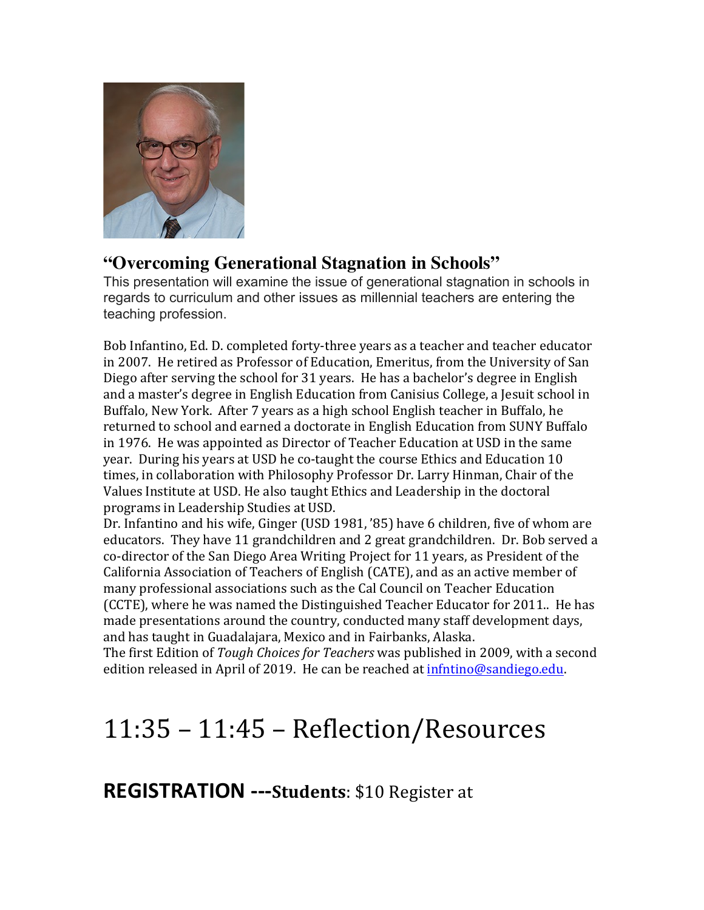## "Overcoming Generational Stagnation in Schools"

This presentation will examine the issue of generational stagnation in schools in regards to curriculum and other issues as millennial teachers are entering the teaching profession.

Bob Infantino, Ed. D. completed forty-three years as a teacher and teacher educator in 2007. He retired as Professor of Education, Emeritus, from the University of San Diego after serving the school for 31 years. He has a bachelor's degree in English and a master's degree in English Education from Canisius College, a Jesuit school in Buffalo, New York. After 7 years as a high school English teacher in Buffalo, he returned to school and earned a doctorate in English Education from SUNY Buffalo in 1976. He was appointed as Director of Teacher Education at USD in the same year. During his years at USD he co-taught the course Ethics and Education 10 times, in collaboration with Philosophy Professor Dr. Larry Hinman, Chair of the Values Institute at USD. He also taught Ethics and Leadership in the doctoral programs in Leadership Studies at USD.

Dr. Infantino and his wife, Ginger (USD 1981, '85) have 6 children, five of whom are educators. They have 11 grandchildren and 2 great grandchildren. Dr. Bob served a co-director of the San Diego Area Writing Project for 11 years, as President of the California Association of Teachers of English (CATE), and as an active member of many professional associations such as the Cal Council on Teacher Education (CCTE), where he was named the Distinguished Teacher Educator for 2011.. He has made presentations around the country, conducted many staff development days, and has taught in Guadalajara, Mexico and in Fairbanks, Alaska.

The first Edition of *Tough Choices for Teachers* was published in 2009, with a second edition released in April of 2019. He can be reached at [infntino@sandiego.edu](mailto:infntino@sandiego.edu).

# 11:35 – 11:45 – Reflection/Resources

## REGISTRATION ---**Students**: $10 Register at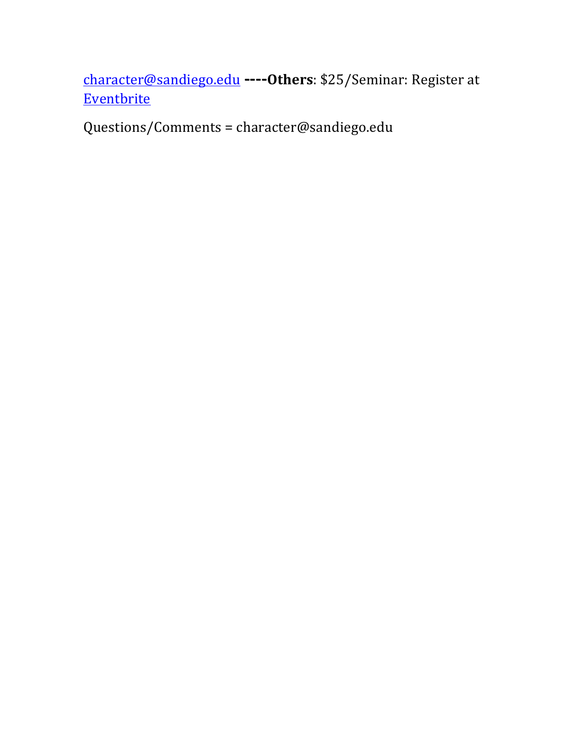character@sandiego.edu **----Others**: $25/Seminar: Register at Eventbrite

Questions/Comments = character@sandiego.edu